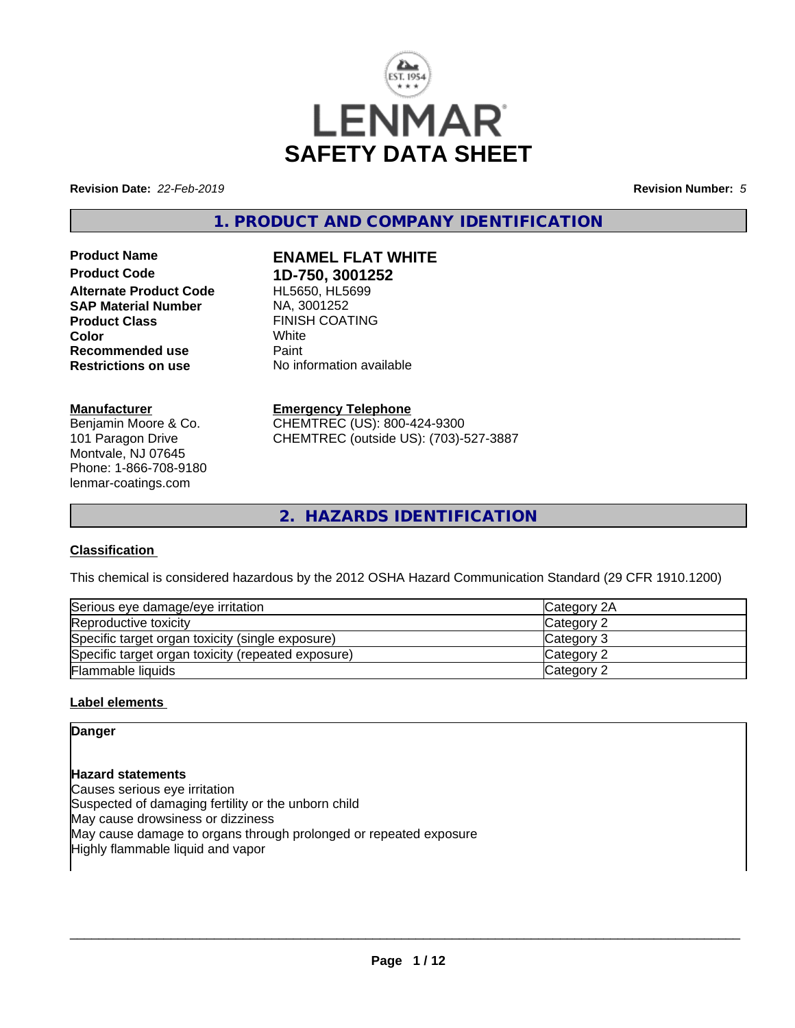# LENMAR SAFETY DATA SHEET

**Revision Date:** *22-Feb-2019*

**Revision Number:** *5*

## 1. PRODUCT AND COMPANY IDENTIFICATION

| | |
|---|---|
| **Product Name** | **ENAMEL FLAT WHITE** |
| **Product Code** | **1D-750, 3001252** |
| **Alternate Product Code** | HL5650, HL5699 |
| **SAP Material Number** | NA, 3001252 |
| **Product Class** | FINISH COATING |
| **Color** | White |
| **Recommended use** | Paint |
| **Restrictions on use** | No information available |

**Manufacturer**

Benjamin Moore & Co.
101 Paragon Drive
Montvale, NJ 07645
Phone: 1-866-708-9180
lenmar-coatings.com

**Emergency Telephone**

CHEMTREC (US): 800-424-9300
CHEMTREC (outside US): (703)-527-3887

## 2. HAZARDS IDENTIFICATION

**Classification**

This chemical is considered hazardous by the 2012 OSHA Hazard Communication Standard (29 CFR 1910.1200)

| | |
|---|---|
| Serious eye damage/eye irritation | Category 2A |
| Reproductive toxicity | Category 2 |
| Specific target organ toxicity (single exposure) | Category 3 |
| Specific target organ toxicity (repeated exposure) | Category 2 |
| Flammable liquids | Category 2 |

**Label elements**

**Danger**

**Hazard statements**

Causes serious eye irritation
Suspected of damaging fertility or the unborn child
May cause drowsiness or dizziness
May cause damage to organs through prolonged or repeated exposure
Highly flammable liquid and vapor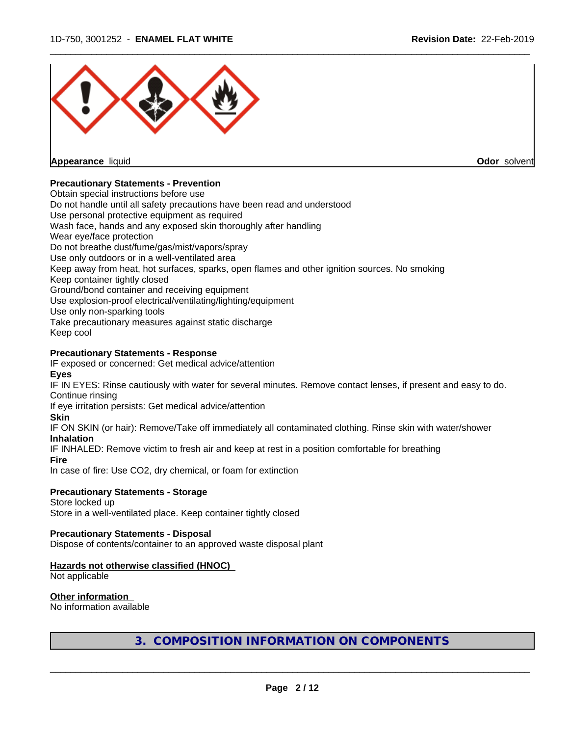**Appearance** liquid

**Odor** solvent

**Precautionary Statements - Prevention**

Obtain special instructions before use
Do not handle until all safety precautions have been read and understood
Use personal protective equipment as required
Wash face, hands and any exposed skin thoroughly after handling
Wear eye/face protection
Do not breathe dust/fume/gas/mist/vapors/spray
Use only outdoors or in a well-ventilated area
Keep away from heat, hot surfaces, sparks, open flames and other ignition sources. No smoking
Keep container tightly closed
Ground/bond container and receiving equipment
Use explosion-proof electrical/ventilating/lighting/equipment
Use only non-sparking tools
Take precautionary measures against static discharge
Keep cool

**Precautionary Statements - Response**

IF exposed or concerned: Get medical advice/attention

**Eyes**

IF IN EYES: Rinse cautiously with water for several minutes. Remove contact lenses, if present and easy to do. Continue rinsing
If eye irritation persists: Get medical advice/attention

**Skin**

IF ON SKIN (or hair): Remove/Take off immediately all contaminated clothing. Rinse skin with water/shower

**Inhalation**

IF INHALED: Remove victim to fresh air and keep at rest in a position comfortable for breathing

**Fire**

In case of fire: Use CO2, dry chemical, or foam for extinction

**Precautionary Statements - Storage**

Store locked up
Store in a well-ventilated place. Keep container tightly closed

**Precautionary Statements - Disposal**

Dispose of contents/container to an approved waste disposal plant

**Hazards not otherwise classified (HNOC)**

Not applicable

**Other information**

No information available

## 3. COMPOSITION INFORMATION ON COMPONENTS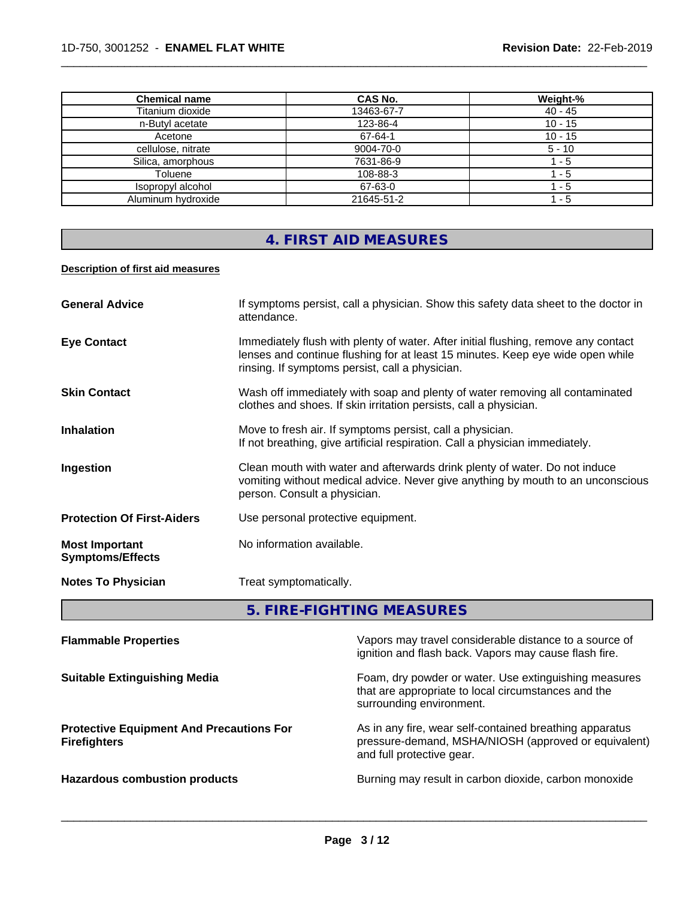| Chemical name | CAS No. | Weight-% |
| --- | --- | --- |
| Titanium dioxide | 13463-67-7 | 40 - 45 |
| n-Butyl acetate | 123-86-4 | 10 - 15 |
| Acetone | 67-64-1 | 10 - 15 |
| cellulose, nitrate | 9004-70-0 | 5 - 10 |
| Silica, amorphous | 7631-86-9 | 1 - 5 |
| Toluene | 108-88-3 | 1 - 5 |
| Isopropyl alcohol | 67-63-0 | 1 - 5 |
| Aluminum hydroxide | 21645-51-2 | 1 - 5 |

## 4. FIRST AID MEASURES

**Description of first aid measures**

**General Advice** If symptoms persist, call a physician. Show this safety data sheet to the doctor in attendance.

**Eye Contact** Immediately flush with plenty of water. After initial flushing, remove any contact lenses and continue flushing for at least 15 minutes. Keep eye wide open while rinsing. If symptoms persist, call a physician.

**Skin Contact** Wash off immediately with soap and plenty of water removing all contaminated clothes and shoes. If skin irritation persists, call a physician.

**Inhalation** Move to fresh air. If symptoms persist, call a physician.
If not breathing, give artificial respiration. Call a physician immediately.

**Ingestion** Clean mouth with water and afterwards drink plenty of water. Do not induce vomiting without medical advice. Never give anything by mouth to an unconscious person. Consult a physician.

**Protection Of First-Aiders** Use personal protective equipment.

**Most Important Symptoms/Effects** No information available.

**Notes To Physician** Treat symptomatically.

## 5. FIRE-FIGHTING MEASURES

**Flammable Properties** Vapors may travel considerable distance to a source of ignition and flash back. Vapors may cause flash fire.

**Suitable Extinguishing Media** Foam, dry powder or water. Use extinguishing measures that are appropriate to local circumstances and the surrounding environment.

**Protective Equipment And Precautions For Firefighters** As in any fire, wear self-contained breathing apparatus pressure-demand, MSHA/NIOSH (approved or equivalent) and full protective gear.

**Hazardous combustion products** Burning may result in carbon dioxide, carbon monoxide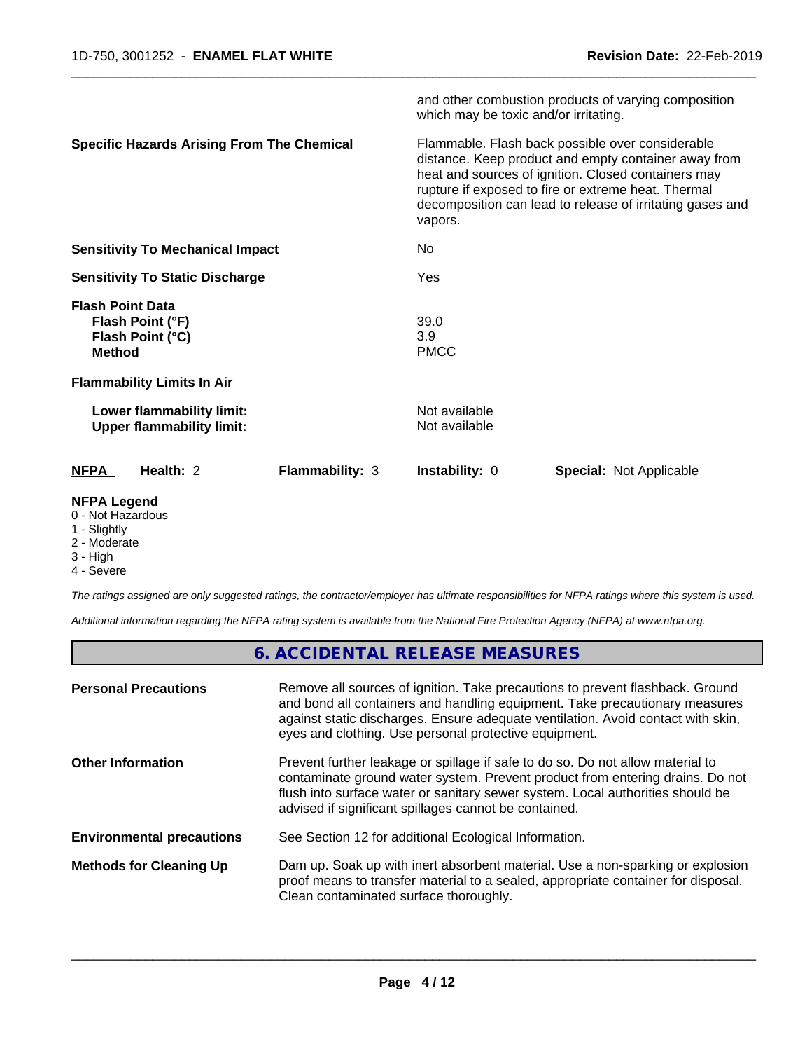| | |
|---|---|
| | and other combustion products of varying composition which may be toxic and/or irritating. |
| **Specific Hazards Arising From The Chemical** | Flammable. Flash back possible over considerable distance. Keep product and empty container away from heat and sources of ignition. Closed containers may rupture if exposed to fire or extreme heat. Thermal decomposition can lead to release of irritating gases and vapors. |
| **Sensitivity To Mechanical Impact** | No |
| **Sensitivity To Static Discharge** | Yes |

**Flash Point Data**

| | |
|---|---|
| **Flash Point (°F)** | 39.0 |
| **Flash Point (°C)** | 3.9 |
| **Method** | PMCC |

**Flammability Limits In Air**

| | |
|---|---|
| **Lower flammability limit:** | Not available |
| **Upper flammability limit:** | Not available |

| **NFPA** | **Health:** 2 | **Flammability:** 3 | **Instability:** 0 | **Special:** Not Applicable |
|---|---|---|---|---|

**NFPA Legend**
- 0 - Not Hazardous
- 1 - Slightly
- 2 - Moderate
- 3 - High
- 4 - Severe

*The ratings assigned are only suggested ratings, the contractor/employer has ultimate responsibilities for NFPA ratings where this system is used.*

*Additional information regarding the NFPA rating system is available from the National Fire Protection Agency (NFPA) at www.nfpa.org.*

## 6. ACCIDENTAL RELEASE MEASURES

| | |
|---|---|
| **Personal Precautions** | Remove all sources of ignition. Take precautions to prevent flashback. Ground and bond all containers and handling equipment. Take precautionary measures against static discharges. Ensure adequate ventilation. Avoid contact with skin, eyes and clothing. Use personal protective equipment. |
| **Other Information** | Prevent further leakage or spillage if safe to do so. Do not allow material to contaminate ground water system. Prevent product from entering drains. Do not flush into surface water or sanitary sewer system. Local authorities should be advised if significant spillages cannot be contained. |
| **Environmental precautions** | See Section 12 for additional Ecological Information. |
| **Methods for Cleaning Up** | Dam up. Soak up with inert absorbent material. Use a non-sparking or explosion proof means to transfer material to a sealed, appropriate container for disposal. Clean contaminated surface thoroughly. |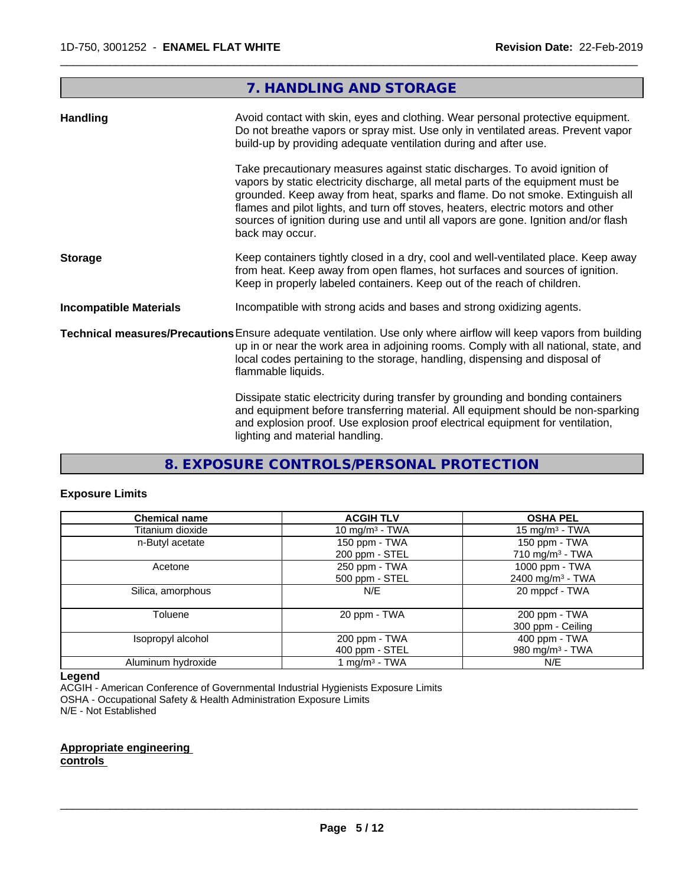## 7. HANDLING AND STORAGE

**Handling**

Avoid contact with skin, eyes and clothing. Wear personal protective equipment. Do not breathe vapors or spray mist. Use only in ventilated areas. Prevent vapor build-up by providing adequate ventilation during and after use.

Take precautionary measures against static discharges. To avoid ignition of vapors by static electricity discharge, all metal parts of the equipment must be grounded. Keep away from heat, sparks and flame. Do not smoke. Extinguish all flames and pilot lights, and turn off stoves, heaters, electric motors and other sources of ignition during use and until all vapors are gone. Ignition and/or flash back may occur.

**Storage**

Keep containers tightly closed in a dry, cool and well-ventilated place. Keep away from heat. Keep away from open flames, hot surfaces and sources of ignition. Keep in properly labeled containers. Keep out of the reach of children.

**Incompatible Materials**

Incompatible with strong acids and bases and strong oxidizing agents.

**Technical measures/Precautions**

Ensure adequate ventilation. Use only where airflow will keep vapors from building up in or near the work area in adjoining rooms. Comply with all national, state, and local codes pertaining to the storage, handling, dispensing and disposal of flammable liquids.

Dissipate static electricity during transfer by grounding and bonding containers and equipment before transferring material. All equipment should be non-sparking and explosion proof. Use explosion proof electrical equipment for ventilation, lighting and material handling.

## 8. EXPOSURE CONTROLS/PERSONAL PROTECTION

**Exposure Limits**

| Chemical name | ACGIH TLV | OSHA PEL |
|---|---|---|
| Titanium dioxide | 10 mg/m³ - TWA | 15 mg/m³ - TWA |
| n-Butyl acetate | 150 ppm - TWA<br>200 ppm - STEL | 150 ppm - TWA<br>710 mg/m³ - TWA |
| Acetone | 250 ppm - TWA<br>500 ppm - STEL | 1000 ppm - TWA<br>2400 mg/m³ - TWA |
| Silica, amorphous | N/E | 20 mppcf - TWA |
| Toluene | 20 ppm - TWA | 200 ppm - TWA<br>300 ppm - Ceiling |
| Isopropyl alcohol | 200 ppm - TWA<br>400 ppm - STEL | 400 ppm - TWA<br>980 mg/m³ - TWA |
| Aluminum hydroxide | 1 mg/m³ - TWA | N/E |

**Legend**

ACGIH - American Conference of Governmental Industrial Hygienists Exposure Limits
OSHA - Occupational Safety & Health Administration Exposure Limits
N/E - Not Established

**Appropriate engineering controls**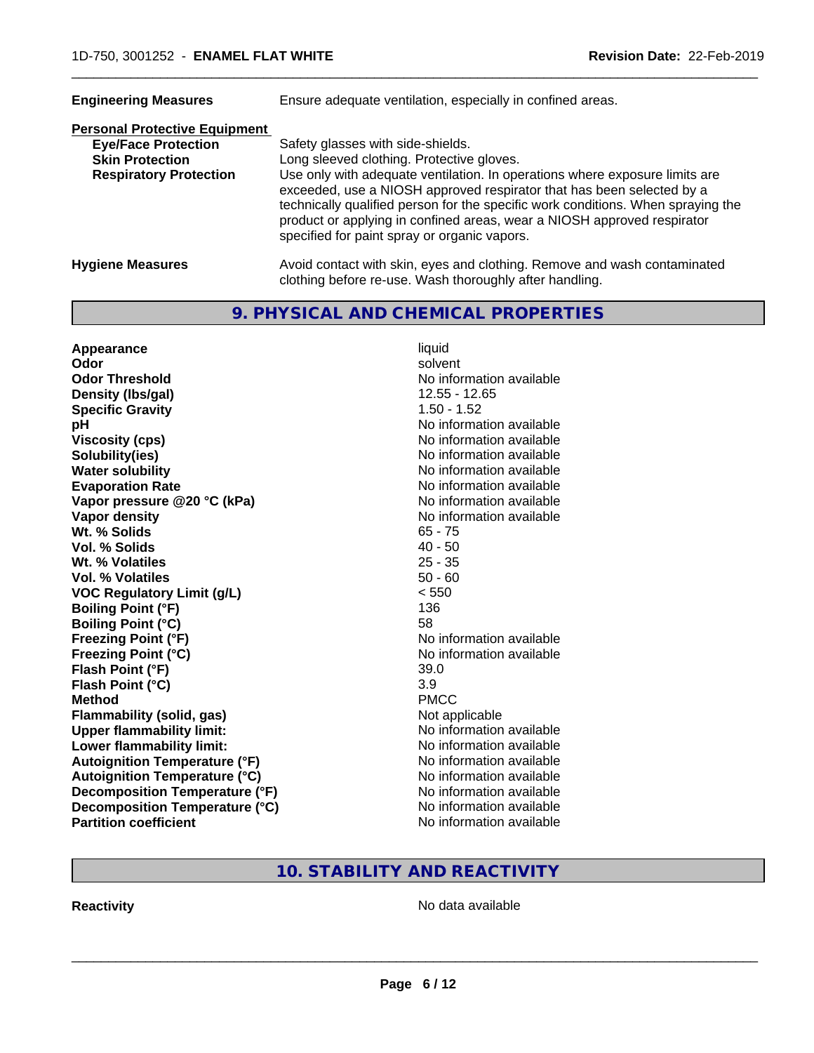**Engineering Measures** Ensure adequate ventilation, especially in confined areas.

**Personal Protective Equipment**

| | |
|---|---|
| **Eye/Face Protection** | Safety glasses with side-shields. |
| **Skin Protection** | Long sleeved clothing. Protective gloves. |
| **Respiratory Protection** | Use only with adequate ventilation. In operations where exposure limits are exceeded, use a NIOSH approved respirator that has been selected by a technically qualified person for the specific work conditions. When spraying the product or applying in confined areas, wear a NIOSH approved respirator specified for paint spray or organic vapors. |

**Hygiene Measures** Avoid contact with skin, eyes and clothing. Remove and wash contaminated clothing before re-use. Wash thoroughly after handling.

## 9. PHYSICAL AND CHEMICAL PROPERTIES

| | |
|---|---|
| **Appearance** | liquid |
| **Odor** | solvent |
| **Odor Threshold** | No information available |
| **Density (lbs/gal)** | 12.55 - 12.65 |
| **Specific Gravity** | 1.50 - 1.52 |
| **pH** | No information available |
| **Viscosity (cps)** | No information available |
| **Solubility(ies)** | No information available |
| **Water solubility** | No information available |
| **Evaporation Rate** | No information available |
| **Vapor pressure @20 °C (kPa)** | No information available |
| **Vapor density** | No information available |
| **Wt. % Solids** | 65 - 75 |
| **Vol. % Solids** | 40 - 50 |
| **Wt. % Volatiles** | 25 - 35 |
| **Vol. % Volatiles** | 50 - 60 |
| **VOC Regulatory Limit (g/L)** | < 550 |
| **Boiling Point (°F)** | 136 |
| **Boiling Point (°C)** | 58 |
| **Freezing Point (°F)** | No information available |
| **Freezing Point (°C)** | No information available |
| **Flash Point (°F)** | 39.0 |
| **Flash Point (°C)** | 3.9 |
| **Method** | PMCC |
| **Flammability (solid, gas)** | Not applicable |
| **Upper flammability limit:** | No information available |
| **Lower flammability limit:** | No information available |
| **Autoignition Temperature (°F)** | No information available |
| **Autoignition Temperature (°C)** | No information available |
| **Decomposition Temperature (°F)** | No information available |
| **Decomposition Temperature (°C)** | No information available |
| **Partition coefficient** | No information available |

## 10. STABILITY AND REACTIVITY

**Reactivity** No data available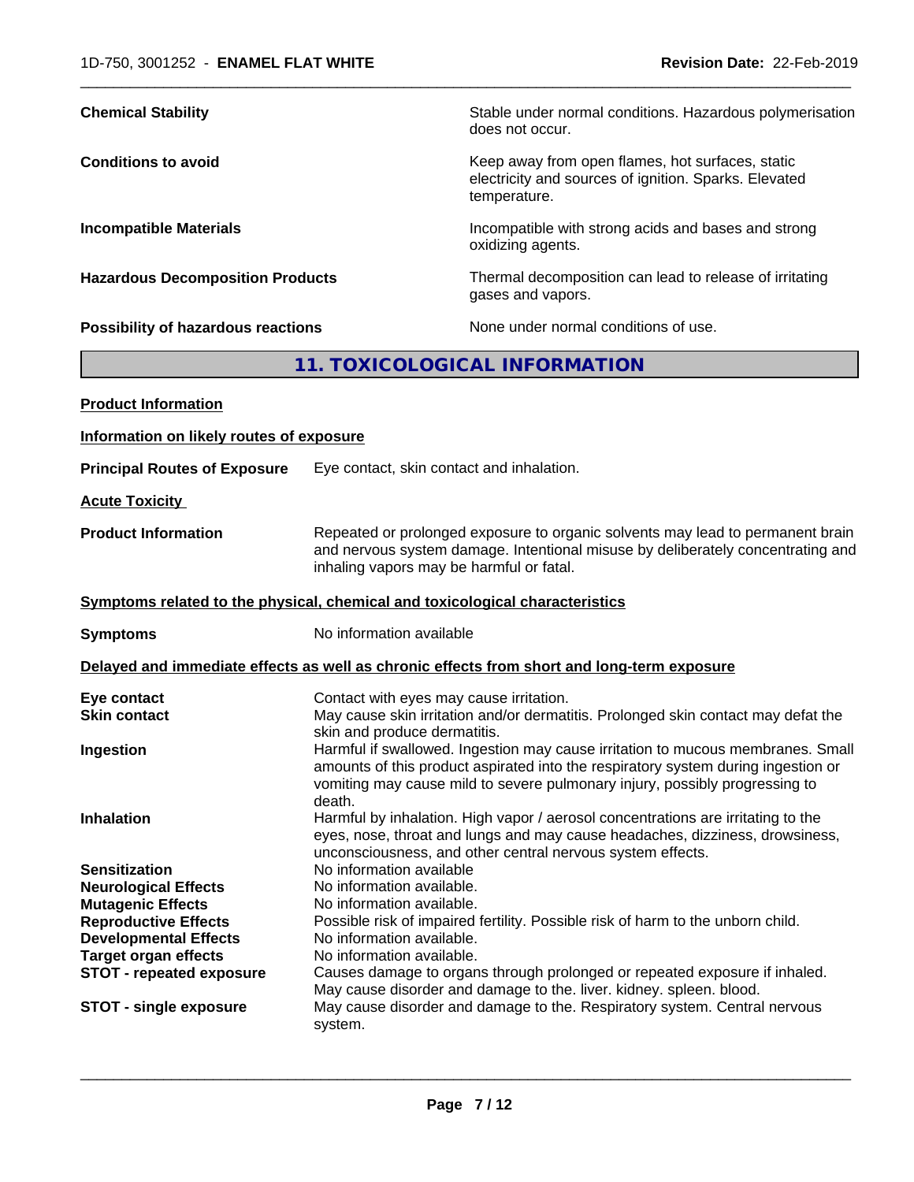| | |
|---|---|
| **Chemical Stability** | Stable under normal conditions. Hazardous polymerisation does not occur. |
| **Conditions to avoid** | Keep away from open flames, hot surfaces, static electricity and sources of ignition. Sparks. Elevated temperature. |
| **Incompatible Materials** | Incompatible with strong acids and bases and strong oxidizing agents. |
| **Hazardous Decomposition Products** | Thermal decomposition can lead to release of irritating gases and vapors. |
| **Possibility of hazardous reactions** | None under normal conditions of use. |

## 11. TOXICOLOGICAL INFORMATION

**Product Information**

**Information on likely routes of exposure**

**Principal Routes of Exposure** Eye contact, skin contact and inhalation.

**Acute Toxicity**

**Product Information** Repeated or prolonged exposure to organic solvents may lead to permanent brain and nervous system damage. Intentional misuse by deliberately concentrating and inhaling vapors may be harmful or fatal.

**Symptoms related to the physical, chemical and toxicological characteristics**

**Symptoms** No information available

**Delayed and immediate effects as well as chronic effects from short and long-term exposure**

| | |
|---|---|
| **Eye contact** | Contact with eyes may cause irritation. |
| **Skin contact** | May cause skin irritation and/or dermatitis. Prolonged skin contact may defat the skin and produce dermatitis. |
| **Ingestion** | Harmful if swallowed. Ingestion may cause irritation to mucous membranes. Small amounts of this product aspirated into the respiratory system during ingestion or vomiting may cause mild to severe pulmonary injury, possibly progressing to death. |
| **Inhalation** | Harmful by inhalation. High vapor / aerosol concentrations are irritating to the eyes, nose, throat and lungs and may cause headaches, dizziness, drowsiness, unconsciousness, and other central nervous system effects. |
| **Sensitization** | No information available |
| **Neurological Effects** | No information available. |
| **Mutagenic Effects** | No information available. |
| **Reproductive Effects** | Possible risk of impaired fertility. Possible risk of harm to the unborn child. |
| **Developmental Effects** | No information available. |
| **Target organ effects** | No information available. |
| **STOT - repeated exposure** | Causes damage to organs through prolonged or repeated exposure if inhaled. May cause disorder and damage to the. liver. kidney. spleen. blood. |
| **STOT - single exposure** | May cause disorder and damage to the. Respiratory system. Central nervous system. |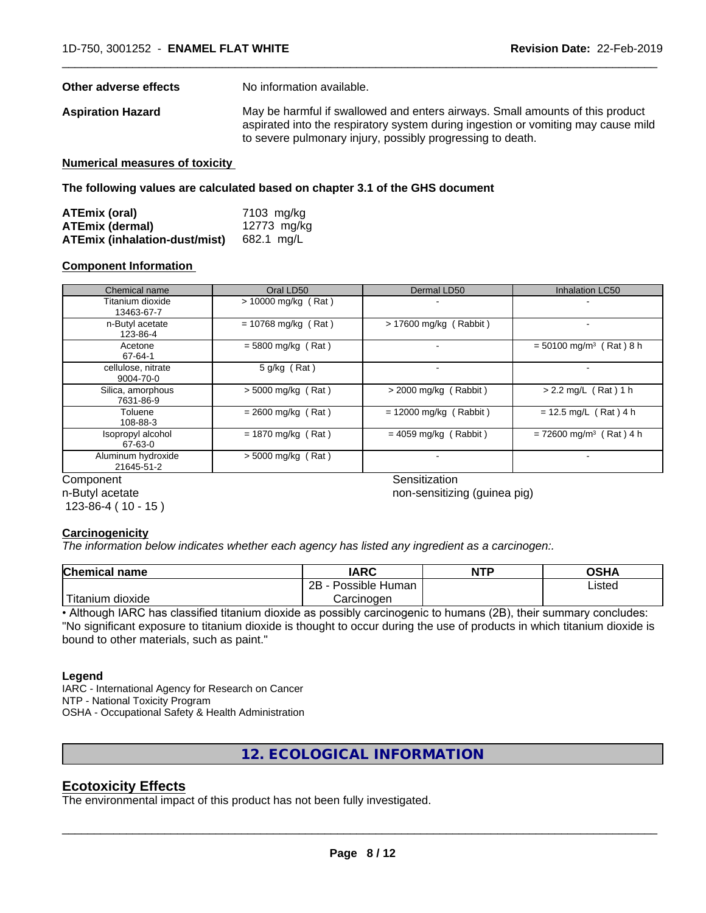**Other adverse effects** No information available.

**Aspiration Hazard** May be harmful if swallowed and enters airways. Small amounts of this product aspirated into the respiratory system during ingestion or vomiting may cause mild to severe pulmonary injury, possibly progressing to death.

**Numerical measures of toxicity**

**The following values are calculated based on chapter 3.1 of the GHS document**

| | |
|---|---|
| **ATEmix (oral)** | 7103 mg/kg |
| **ATEmix (dermal)** | 12773 mg/kg |
| **ATEmix (inhalation-dust/mist)** | 682.1 mg/L |

**Component Information**

| Chemical name | Oral LD50 | Dermal LD50 | Inhalation LC50 |
|---|---|---|---|
| Titanium dioxide 13463-67-7 | > 10000 mg/kg ( Rat ) | - | - |
| n-Butyl acetate 123-86-4 | = 10768 mg/kg ( Rat ) | > 17600 mg/kg ( Rabbit ) | - |
| Acetone 67-64-1 | = 5800 mg/kg ( Rat ) | - | = 50100 mg/m³ ( Rat ) 8 h |
| cellulose, nitrate 9004-70-0 | 5 g/kg ( Rat ) | - | - |
| Silica, amorphous 7631-86-9 | > 5000 mg/kg ( Rat ) | > 2000 mg/kg ( Rabbit ) | > 2.2 mg/L ( Rat ) 1 h |
| Toluene 108-88-3 | = 2600 mg/kg ( Rat ) | = 12000 mg/kg ( Rabbit ) | = 12.5 mg/L ( Rat ) 4 h |
| Isopropyl alcohol 67-63-0 | = 1870 mg/kg ( Rat ) | = 4059 mg/kg ( Rabbit ) | = 72600 mg/m³ ( Rat ) 4 h |
| Aluminum hydroxide 21645-51-2 | > 5000 mg/kg ( Rat ) | - | - |

| Component | Sensitization |
|---|---|
| n-Butyl acetate 123-86-4 ( 10 - 15 ) | non-sensitizing (guinea pig) |

**Carcinogenicity**

*The information below indicates whether each agency has listed any ingredient as a carcinogen:.*

| Chemical name | IARC | NTP | OSHA |
|---|---|---|---|
| Titanium dioxide | 2B - Possible Human Carcinogen | | Listed |

• Although IARC has classified titanium dioxide as possibly carcinogenic to humans (2B), their summary concludes: "No significant exposure to titanium dioxide is thought to occur during the use of products in which titanium dioxide is bound to other materials, such as paint."

**Legend**

IARC - International Agency for Research on Cancer
NTP - National Toxicity Program
OSHA - Occupational Safety & Health Administration

## 12. ECOLOGICAL INFORMATION

### Ecotoxicity Effects

The environmental impact of this product has not been fully investigated.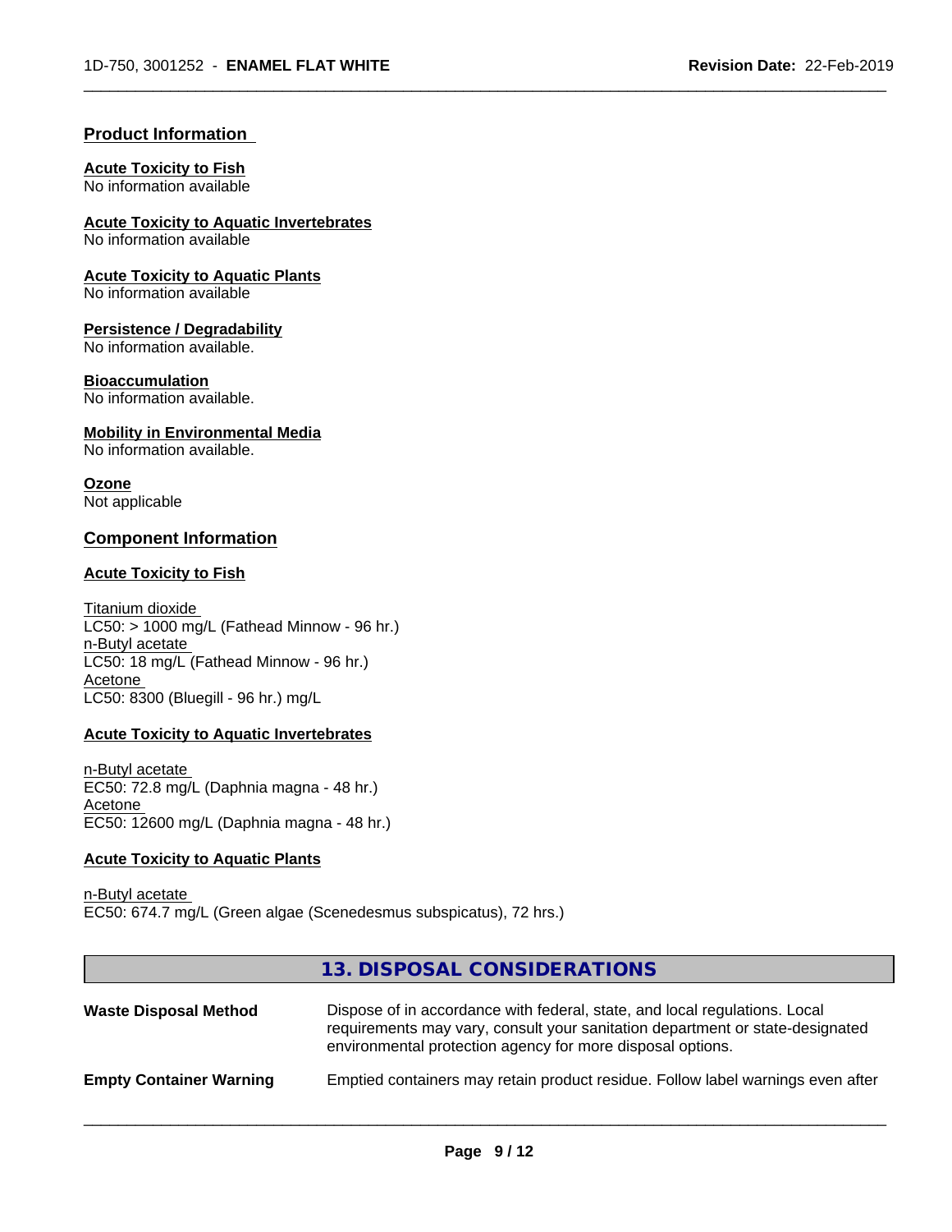## Product Information

**Acute Toxicity to Fish**
No information available

**Acute Toxicity to Aquatic Invertebrates**
No information available

**Acute Toxicity to Aquatic Plants**
No information available

**Persistence / Degradability**
No information available.

**Bioaccumulation**
No information available.

**Mobility in Environmental Media**
No information available.

**Ozone**
Not applicable

## Component Information

**Acute Toxicity to Fish**

Titanium dioxide
LC50: > 1000 mg/L (Fathead Minnow - 96 hr.)
n-Butyl acetate
LC50: 18 mg/L (Fathead Minnow - 96 hr.)
Acetone
LC50: 8300 (Bluegill - 96 hr.) mg/L

**Acute Toxicity to Aquatic Invertebrates**

n-Butyl acetate
EC50: 72.8 mg/L (Daphnia magna - 48 hr.)
Acetone
EC50: 12600 mg/L (Daphnia magna - 48 hr.)

**Acute Toxicity to Aquatic Plants**

n-Butyl acetate
EC50: 674.7 mg/L (Green algae (Scenedesmus subspicatus), 72 hrs.)

## 13. DISPOSAL CONSIDERATIONS

| | |
|---|---|
| **Waste Disposal Method** | Dispose of in accordance with federal, state, and local regulations. Local requirements may vary, consult your sanitation department or state-designated environmental protection agency for more disposal options. |
| **Empty Container Warning** | Emptied containers may retain product residue. Follow label warnings even after |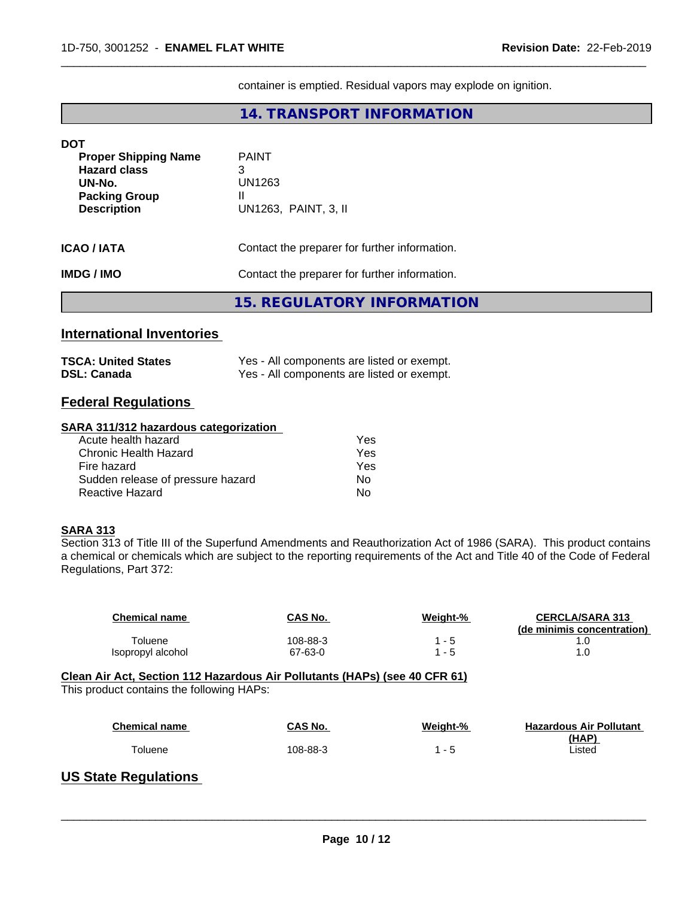container is emptied. Residual vapors may explode on ignition.

## 14. TRANSPORT INFORMATION

**DOT**

| | |
|---|---|
| **Proper Shipping Name** | PAINT |
| **Hazard class** | 3 |
| **UN-No.** | UN1263 |
| **Packing Group** | II |
| **Description** | UN1263, PAINT, 3, II |

**ICAO / IATA** Contact the preparer for further information.

**IMDG / IMO** Contact the preparer for further information.

## 15. REGULATORY INFORMATION

### International Inventories

| | |
|---|---|
| **TSCA: United States** | Yes - All components are listed or exempt. |
| **DSL: Canada** | Yes - All components are listed or exempt. |

### Federal Regulations

**SARA 311/312 hazardous categorization**

| | |
|---|---|
| Acute health hazard | Yes |
| Chronic Health Hazard | Yes |
| Fire hazard | Yes |
| Sudden release of pressure hazard | No |
| Reactive Hazard | No |

**SARA 313**

Section 313 of Title III of the Superfund Amendments and Reauthorization Act of 1986 (SARA). This product contains a chemical or chemicals which are subject to the reporting requirements of the Act and Title 40 of the Code of Federal Regulations, Part 372:

| Chemical name | CAS No. | Weight-% | CERCLA/SARA 313 (de minimis concentration) |
|---|---|---|---|
| Toluene | 108-88-3 | 1 - 5 | 1.0 |
| Isopropyl alcohol | 67-63-0 | 1 - 5 | 1.0 |

**Clean Air Act, Section 112 Hazardous Air Pollutants (HAPs) (see 40 CFR 61)**

This product contains the following HAPs:

| Chemical name | CAS No. | Weight-% | Hazardous Air Pollutant (HAP) |
|---|---|---|---|
| Toluene | 108-88-3 | 1 - 5 | Listed |

### US State Regulations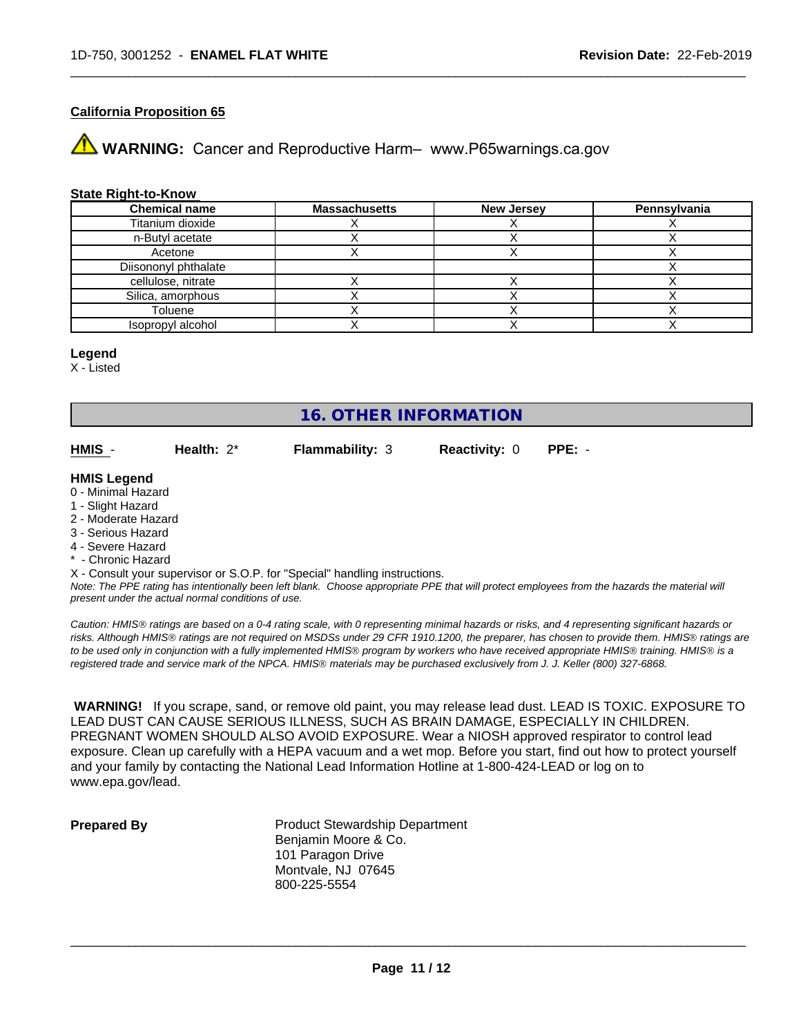#### California Proposition 65

⚠ **WARNING:** Cancer and Reproductive Harm– www.P65warnings.ca.gov

#### State Right-to-Know

| Chemical name | Massachusetts | New Jersey | Pennsylvania |
|---|---|---|---|
| Titanium dioxide | X | X | X |
| n-Butyl acetate | X | X | X |
| Acetone | X | X | X |
| Diisononyl phthalate | | | X |
| cellulose, nitrate | X | X | X |
| Silica, amorphous | X | X | X |
| Toluene | X | X | X |
| Isopropyl alcohol | X | X | X |

**Legend**
X - Listed

## 16. OTHER INFORMATION

**HMIS** - **Health:** 2* **Flammability:** 3 **Reactivity:** 0 **PPE:** -

**HMIS Legend**
0 - Minimal Hazard
1 - Slight Hazard
2 - Moderate Hazard
3 - Serious Hazard
4 - Severe Hazard
* - Chronic Hazard
X - Consult your supervisor or S.O.P. for "Special" handling instructions.
*Note: The PPE rating has intentionally been left blank. Choose appropriate PPE that will protect employees from the hazards the material will present under the actual normal conditions of use.*

*Caution: HMIS® ratings are based on a 0-4 rating scale, with 0 representing minimal hazards or risks, and 4 representing significant hazards or risks. Although HMIS® ratings are not required on MSDSs under 29 CFR 1910.1200, the preparer, has chosen to provide them. HMIS® ratings are to be used only in conjunction with a fully implemented HMIS® program by workers who have received appropriate HMIS® training. HMIS® is a registered trade and service mark of the NPCA. HMIS® materials may be purchased exclusively from J. J. Keller (800) 327-6868.*

**WARNING!** If you scrape, sand, or remove old paint, you may release lead dust. LEAD IS TOXIC. EXPOSURE TO LEAD DUST CAN CAUSE SERIOUS ILLNESS, SUCH AS BRAIN DAMAGE, ESPECIALLY IN CHILDREN. PREGNANT WOMEN SHOULD ALSO AVOID EXPOSURE. Wear a NIOSH approved respirator to control lead exposure. Clean up carefully with a HEPA vacuum and a wet mop. Before you start, find out how to protect yourself and your family by contacting the National Lead Information Hotline at 1-800-424-LEAD or log on to www.epa.gov/lead.

**Prepared By**

Product Stewardship Department
Benjamin Moore & Co.
101 Paragon Drive
Montvale, NJ 07645
800-225-5554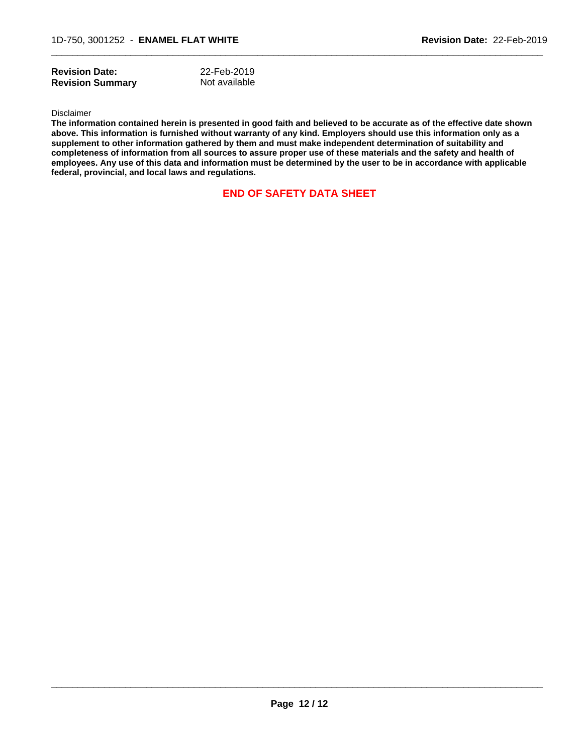| | |
|---|---|
| **Revision Date:** | 22-Feb-2019 |
| **Revision Summary** | Not available |

Disclaimer

**The information contained herein is presented in good faith and believed to be accurate as of the effective date shown above. This information is furnished without warranty of any kind. Employers should use this information only as a supplement to other information gathered by them and must make independent determination of suitability and completeness of information from all sources to assure proper use of these materials and the safety and health of employees. Any use of this data and information must be determined by the user to be in accordance with applicable federal, provincial, and local laws and regulations.**

**END OF SAFETY DATA SHEET**